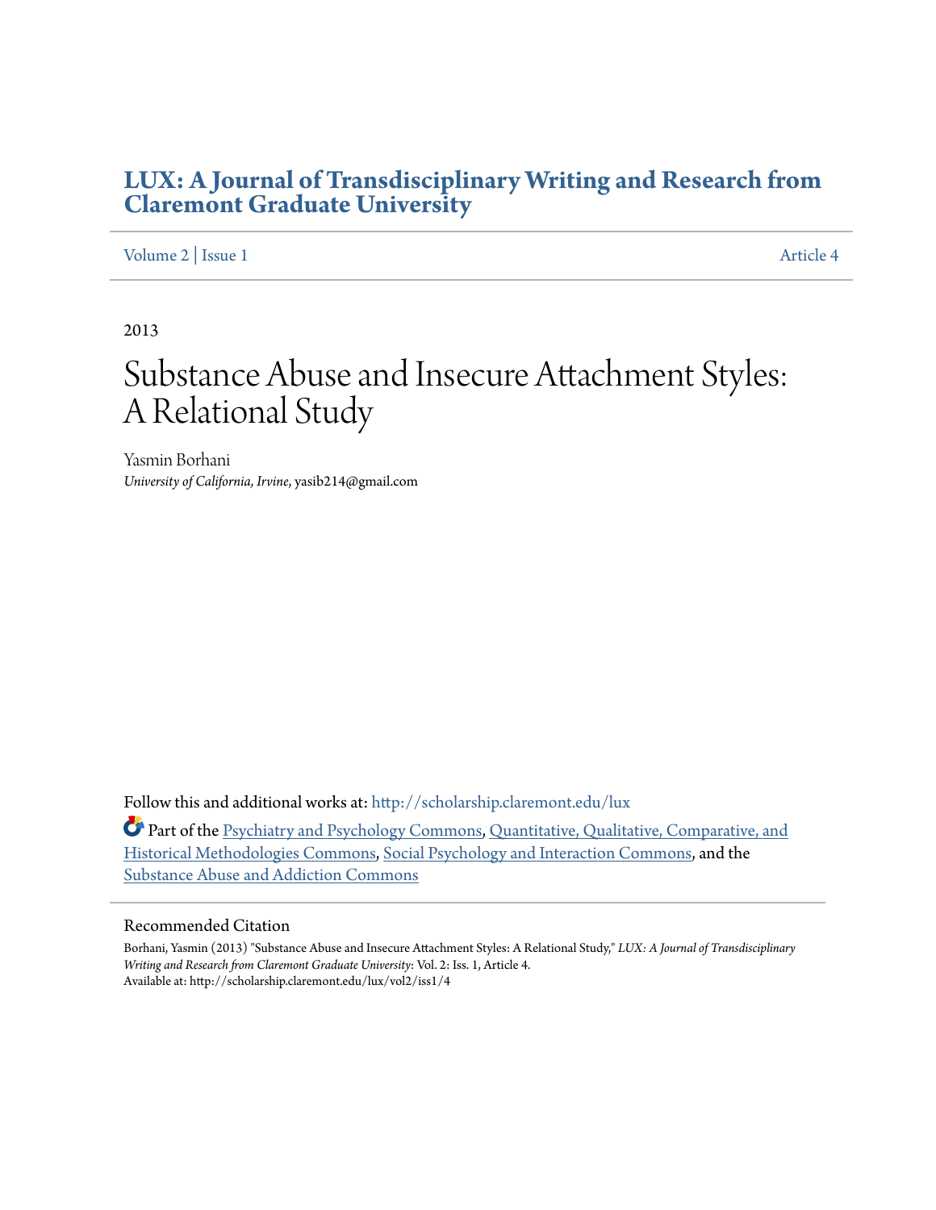# LUX: A Journal of Transdisciplinary Writing and Research from Claremont Graduate University

Volume 2 | Issue 1 Article 4

2013

# Substance Abuse and Insecure Attachment Styles: A Relational Study

Yasmin Borhani
*University of California, Irvine*, yasib214@gmail.com

Follow this and additional works at: http://scholarship.claremont.edu/lux

Part of the Psychiatry and Psychology Commons, Quantitative, Qualitative, Comparative, and Historical Methodologies Commons, Social Psychology and Interaction Commons, and the Substance Abuse and Addiction Commons

## Recommended Citation

Borhani, Yasmin (2013) "Substance Abuse and Insecure Attachment Styles: A Relational Study," *LUX: A Journal of Transdisciplinary Writing and Research from Claremont Graduate University*: Vol. 2: Iss. 1, Article 4.
Available at: http://scholarship.claremont.edu/lux/vol2/iss1/4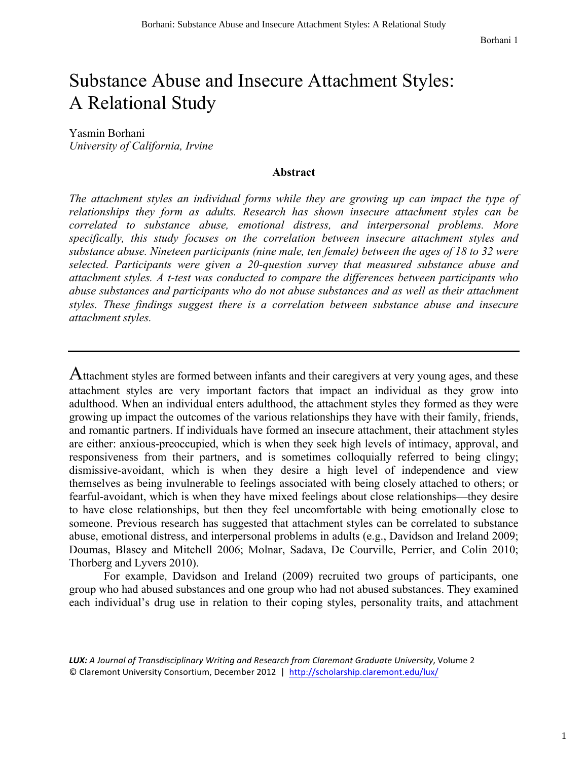# Substance Abuse and Insecure Attachment Styles: A Relational Study

Yasmin Borhani
*University of California, Irvine*

**Abstract**

*The attachment styles an individual forms while they are growing up can impact the type of relationships they form as adults. Research has shown insecure attachment styles can be correlated to substance abuse, emotional distress, and interpersonal problems. More specifically, this study focuses on the correlation between insecure attachment styles and substance abuse. Nineteen participants (nine male, ten female) between the ages of 18 to 32 were selected. Participants were given a 20-question survey that measured substance abuse and attachment styles. A t-test was conducted to compare the differences between participants who abuse substances and participants who do not abuse substances and as well as their attachment styles. These findings suggest there is a correlation between substance abuse and insecure attachment styles.*

---

Attachment styles are formed between infants and their caregivers at very young ages, and these attachment styles are very important factors that impact an individual as they grow into adulthood. When an individual enters adulthood, the attachment styles they formed as they were growing up impact the outcomes of the various relationships they have with their family, friends, and romantic partners. If individuals have formed an insecure attachment, their attachment styles are either: anxious-preoccupied, which is when they seek high levels of intimacy, approval, and responsiveness from their partners, and is sometimes colloquially referred to being clingy; dismissive-avoidant, which is when they desire a high level of independence and view themselves as being invulnerable to feelings associated with being closely attached to others; or fearful-avoidant, which is when they have mixed feelings about close relationships—they desire to have close relationships, but then they feel uncomfortable with being emotionally close to someone. Previous research has suggested that attachment styles can be correlated to substance abuse, emotional distress, and interpersonal problems in adults (e.g., Davidson and Ireland 2009; Doumas, Blasey and Mitchell 2006; Molnar, Sadava, De Courville, Perrier, and Colin 2010; Thorberg and Lyvers 2010).

For example, Davidson and Ireland (2009) recruited two groups of participants, one group who had abused substances and one group who had not abused substances. They examined each individual's drug use in relation to their coping styles, personality traits, and attachment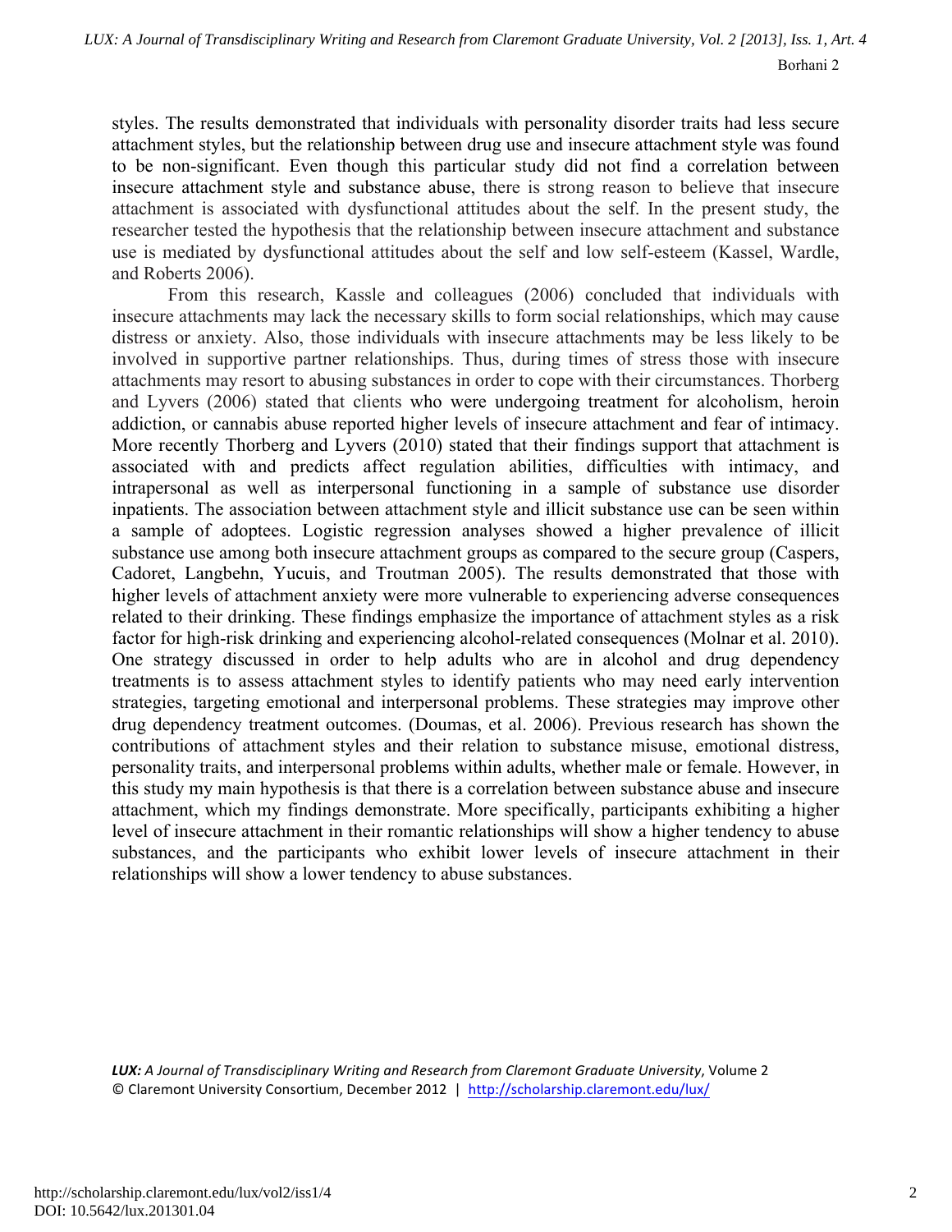styles. The results demonstrated that individuals with personality disorder traits had less secure attachment styles, but the relationship between drug use and insecure attachment style was found to be non-significant. Even though this particular study did not find a correlation between insecure attachment style and substance abuse, there is strong reason to believe that insecure attachment is associated with dysfunctional attitudes about the self. In the present study, the researcher tested the hypothesis that the relationship between insecure attachment and substance use is mediated by dysfunctional attitudes about the self and low self-esteem (Kassel, Wardle, and Roberts 2006).

From this research, Kassle and colleagues (2006) concluded that individuals with insecure attachments may lack the necessary skills to form social relationships, which may cause distress or anxiety. Also, those individuals with insecure attachments may be less likely to be involved in supportive partner relationships. Thus, during times of stress those with insecure attachments may resort to abusing substances in order to cope with their circumstances. Thorberg and Lyvers (2006) stated that clients who were undergoing treatment for alcoholism, heroin addiction, or cannabis abuse reported higher levels of insecure attachment and fear of intimacy. More recently Thorberg and Lyvers (2010) stated that their findings support that attachment is associated with and predicts affect regulation abilities, difficulties with intimacy, and intrapersonal as well as interpersonal functioning in a sample of substance use disorder inpatients. The association between attachment style and illicit substance use can be seen within a sample of adoptees. Logistic regression analyses showed a higher prevalence of illicit substance use among both insecure attachment groups as compared to the secure group (Caspers, Cadoret, Langbehn, Yucuis, and Troutman 2005). The results demonstrated that those with higher levels of attachment anxiety were more vulnerable to experiencing adverse consequences related to their drinking. These findings emphasize the importance of attachment styles as a risk factor for high-risk drinking and experiencing alcohol-related consequences (Molnar et al. 2010). One strategy discussed in order to help adults who are in alcohol and drug dependency treatments is to assess attachment styles to identify patients who may need early intervention strategies, targeting emotional and interpersonal problems. These strategies may improve other drug dependency treatment outcomes. (Doumas, et al. 2006). Previous research has shown the contributions of attachment styles and their relation to substance misuse, emotional distress, personality traits, and interpersonal problems within adults, whether male or female. However, in this study my main hypothesis is that there is a correlation between substance abuse and insecure attachment, which my findings demonstrate. More specifically, participants exhibiting a higher level of insecure attachment in their romantic relationships will show a higher tendency to abuse substances, and the participants who exhibit lower levels of insecure attachment in their relationships will show a lower tendency to abuse substances.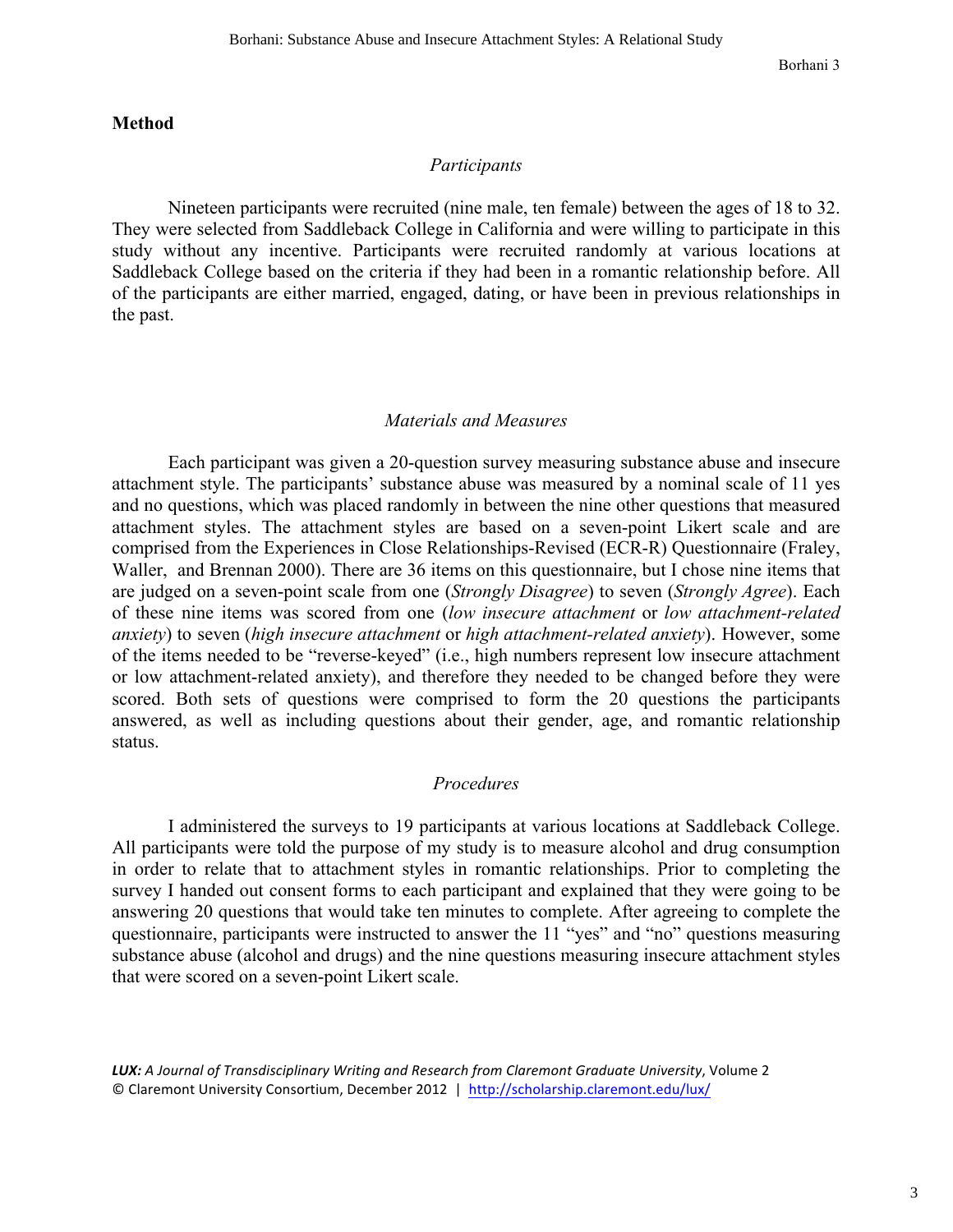## Method

### *Participants*

Nineteen participants were recruited (nine male, ten female) between the ages of 18 to 32. They were selected from Saddleback College in California and were willing to participate in this study without any incentive. Participants were recruited randomly at various locations at Saddleback College based on the criteria if they had been in a romantic relationship before. All of the participants are either married, engaged, dating, or have been in previous relationships in the past.

### *Materials and Measures*

Each participant was given a 20-question survey measuring substance abuse and insecure attachment style. The participants' substance abuse was measured by a nominal scale of 11 yes and no questions, which was placed randomly in between the nine other questions that measured attachment styles. The attachment styles are based on a seven-point Likert scale and are comprised from the Experiences in Close Relationships-Revised (ECR-R) Questionnaire (Fraley, Waller, and Brennan 2000). There are 36 items on this questionnaire, but I chose nine items that are judged on a seven-point scale from one (*Strongly Disagree*) to seven (*Strongly Agree*). Each of these nine items was scored from one (*low insecure attachment* or *low attachment-related anxiety*) to seven (*high insecure attachment* or *high attachment-related anxiety*). However, some of the items needed to be "reverse-keyed" (i.e., high numbers represent low insecure attachment or low attachment-related anxiety), and therefore they needed to be changed before they were scored. Both sets of questions were comprised to form the 20 questions the participants answered, as well as including questions about their gender, age, and romantic relationship status.

### *Procedures*

I administered the surveys to 19 participants at various locations at Saddleback College. All participants were told the purpose of my study is to measure alcohol and drug consumption in order to relate that to attachment styles in romantic relationships. Prior to completing the survey I handed out consent forms to each participant and explained that they were going to be answering 20 questions that would take ten minutes to complete. After agreeing to complete the questionnaire, participants were instructed to answer the 11 "yes" and "no" questions measuring substance abuse (alcohol and drugs) and the nine questions measuring insecure attachment styles that were scored on a seven-point Likert scale.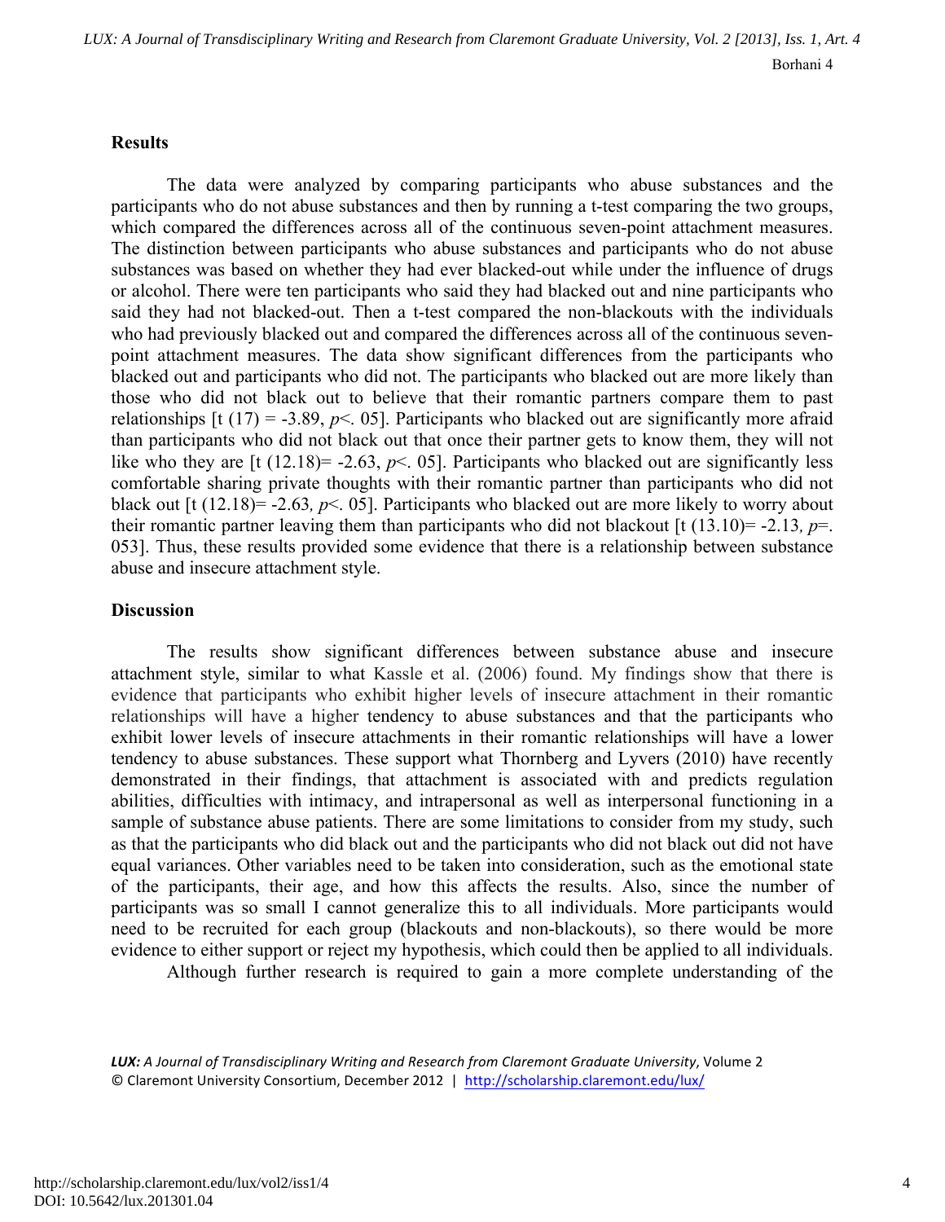## Results

The data were analyzed by comparing participants who abuse substances and the participants who do not abuse substances and then by running a t-test comparing the two groups, which compared the differences across all of the continuous seven-point attachment measures. The distinction between participants who abuse substances and participants who do not abuse substances was based on whether they had ever blacked-out while under the influence of drugs or alcohol. There were ten participants who said they had blacked out and nine participants who said they had not blacked-out. Then a t-test compared the non-blackouts with the individuals who had previously blacked out and compared the differences across all of the continuous seven-point attachment measures. The data show significant differences from the participants who blacked out and participants who did not. The participants who blacked out are more likely than those who did not black out to believe that their romantic partners compare them to past relationships [$t\ (17) = -3.89$, $p < .05$]. Participants who blacked out are significantly more afraid than participants who did not black out that once their partner gets to know them, they will not like who they are [$t\ (12.18) = -2.63$, $p < .05$]. Participants who blacked out are significantly less comfortable sharing private thoughts with their romantic partner than participants who did not black out [$t\ (12.18) = -2.63$, $p < .05$]. Participants who blacked out are more likely to worry about their romantic partner leaving them than participants who did not blackout [$t\ (13.10) = -2.13$, $p = .053$]. Thus, these results provided some evidence that there is a relationship between substance abuse and insecure attachment style.

## Discussion

The results show significant differences between substance abuse and insecure attachment style, similar to what Kassle et al. (2006) found. My findings show that there is evidence that participants who exhibit higher levels of insecure attachment in their romantic relationships will have a higher tendency to abuse substances and that the participants who exhibit lower levels of insecure attachments in their romantic relationships will have a lower tendency to abuse substances. These support what Thornberg and Lyvers (2010) have recently demonstrated in their findings, that attachment is associated with and predicts regulation abilities, difficulties with intimacy, and intrapersonal as well as interpersonal functioning in a sample of substance abuse patients. There are some limitations to consider from my study, such as that the participants who did black out and the participants who did not black out did not have equal variances. Other variables need to be taken into consideration, such as the emotional state of the participants, their age, and how this affects the results. Also, since the number of participants was so small I cannot generalize this to all individuals. More participants would need to be recruited for each group (blackouts and non-blackouts), so there would be more evidence to either support or reject my hypothesis, which could then be applied to all individuals.

Although further research is required to gain a more complete understanding of the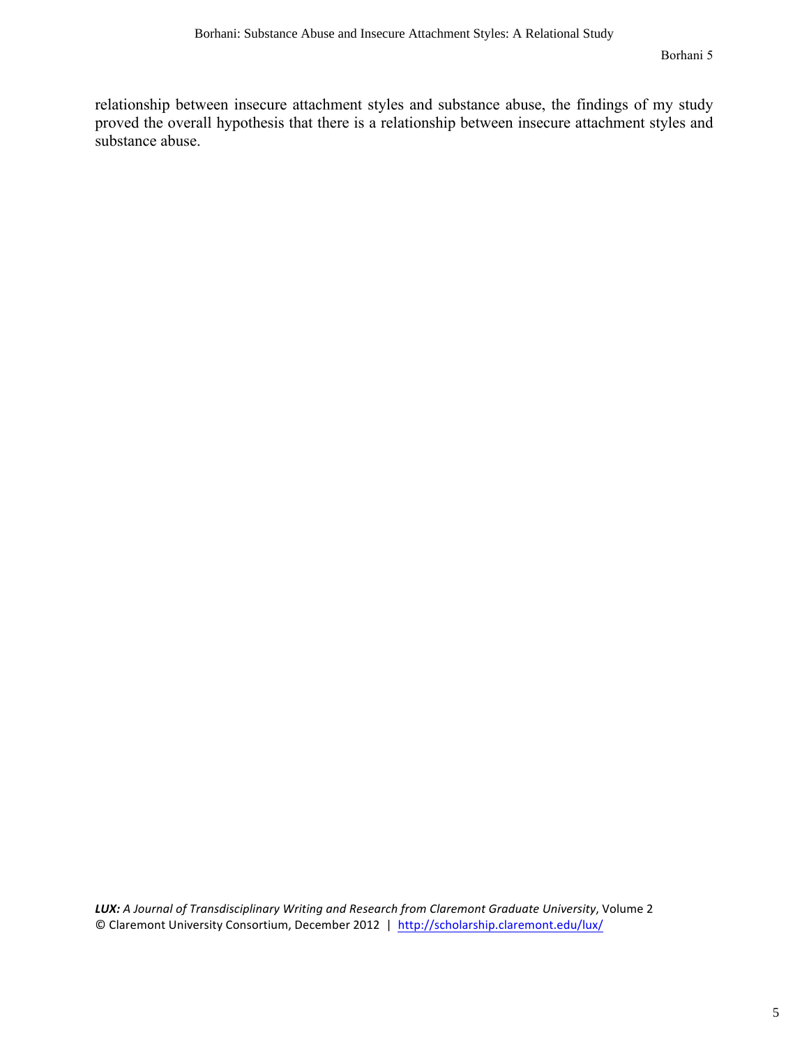relationship between insecure attachment styles and substance abuse, the findings of my study proved the overall hypothesis that there is a relationship between insecure attachment styles and substance abuse.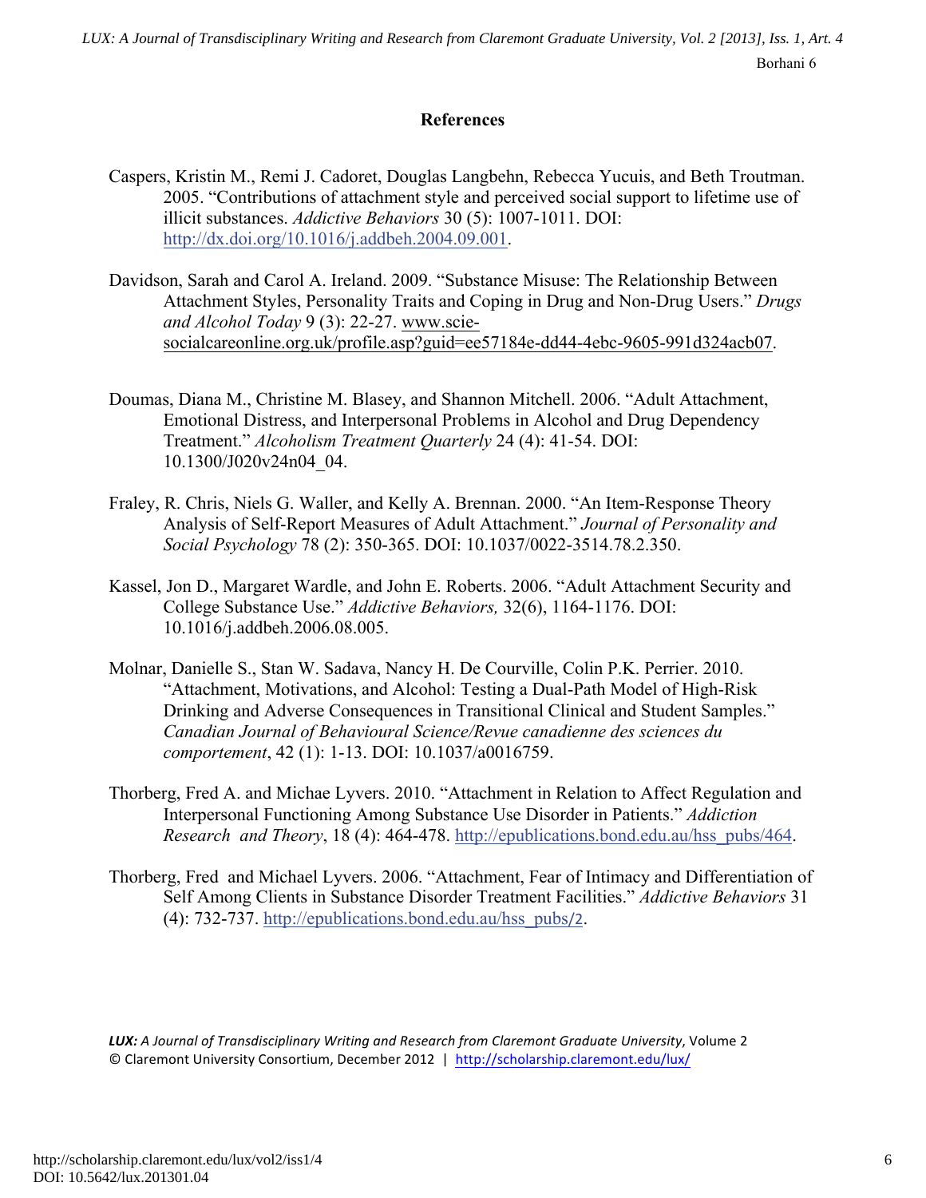## References

Caspers, Kristin M., Remi J. Cadoret, Douglas Langbehn, Rebecca Yucuis, and Beth Troutman. 2005. "Contributions of attachment style and perceived social support to lifetime use of illicit substances. *Addictive Behaviors* 30 (5): 1007-1011. DOI: http://dx.doi.org/10.1016/j.addbeh.2004.09.001.

Davidson, Sarah and Carol A. Ireland. 2009. "Substance Misuse: The Relationship Between Attachment Styles, Personality Traits and Coping in Drug and Non-Drug Users." *Drugs and Alcohol Today* 9 (3): 22-27. www.scie-socialcareonline.org.uk/profile.asp?guid=ee57184e-dd44-4ebc-9605-991d324acb07.

Doumas, Diana M., Christine M. Blasey, and Shannon Mitchell. 2006. "Adult Attachment, Emotional Distress, and Interpersonal Problems in Alcohol and Drug Dependency Treatment." *Alcoholism Treatment Quarterly* 24 (4): 41-54. DOI: 10.1300/J020v24n04_04.

Fraley, R. Chris, Niels G. Waller, and Kelly A. Brennan. 2000. "An Item-Response Theory Analysis of Self-Report Measures of Adult Attachment." *Journal of Personality and Social Psychology* 78 (2): 350-365. DOI: 10.1037/0022-3514.78.2.350.

Kassel, Jon D., Margaret Wardle, and John E. Roberts. 2006. "Adult Attachment Security and College Substance Use." *Addictive Behaviors,* 32(6), 1164-1176. DOI: 10.1016/j.addbeh.2006.08.005.

Molnar, Danielle S., Stan W. Sadava, Nancy H. De Courville, Colin P.K. Perrier. 2010. "Attachment, Motivations, and Alcohol: Testing a Dual-Path Model of High-Risk Drinking and Adverse Consequences in Transitional Clinical and Student Samples." *Canadian Journal of Behavioural Science/Revue canadienne des sciences du comportement*, 42 (1): 1-13. DOI: 10.1037/a0016759.

Thorberg, Fred A. and Michae Lyvers. 2010. "Attachment in Relation to Affect Regulation and Interpersonal Functioning Among Substance Use Disorder in Patients." *Addiction Research and Theory*, 18 (4): 464-478. http://epublications.bond.edu.au/hss_pubs/464.

Thorberg, Fred and Michael Lyvers. 2006. "Attachment, Fear of Intimacy and Differentiation of Self Among Clients in Substance Disorder Treatment Facilities." *Addictive Behaviors* 31 (4): 732-737. http://epublications.bond.edu.au/hss_pubs/2.

*LUX: A Journal of Transdisciplinary Writing and Research from Claremont Graduate University*, Volume 2
© Claremont University Consortium, December 2012 | http://scholarship.claremont.edu/lux/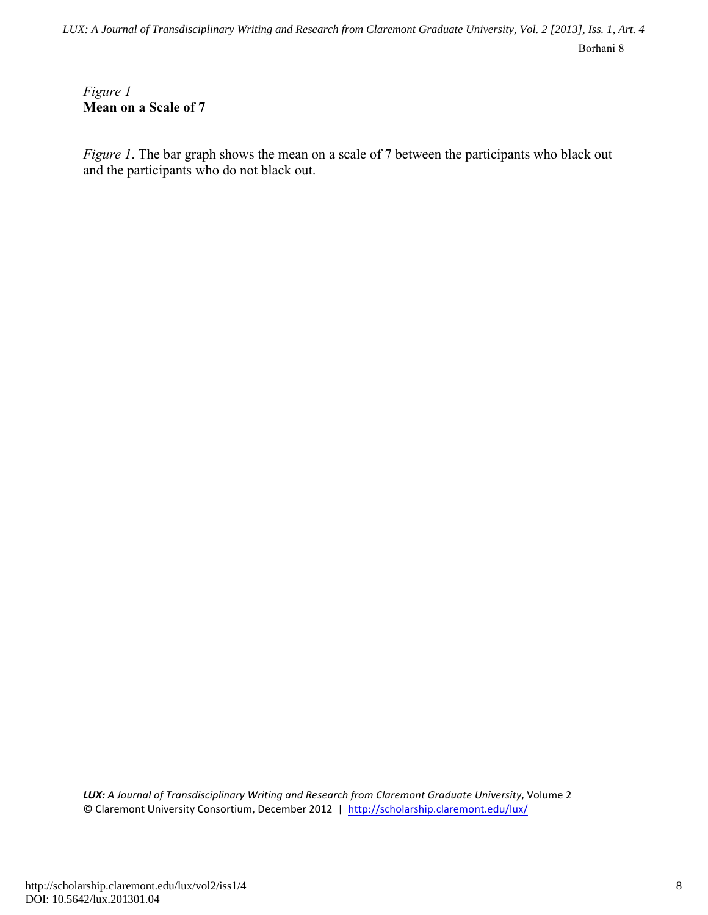*Figure 1*
**Mean on a Scale of 7**

*Figure 1*. The bar graph shows the mean on a scale of 7 between the participants who black out and the participants who do not black out.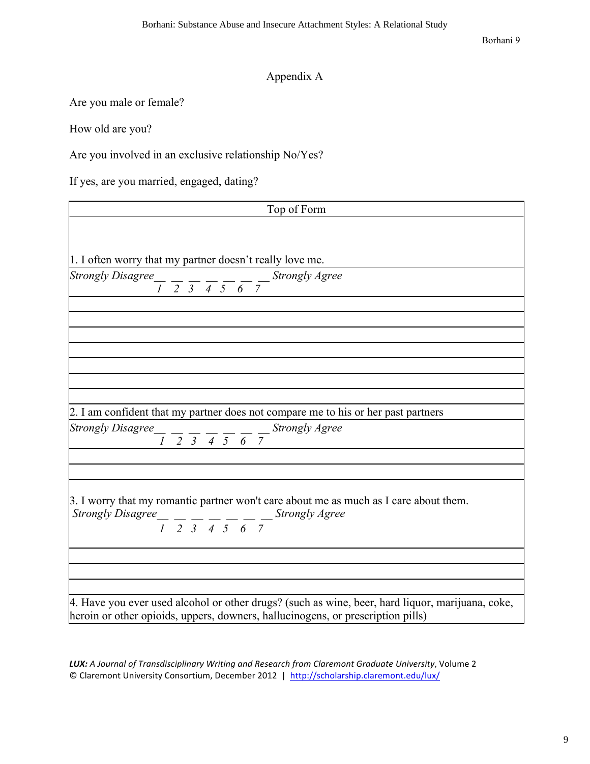## Appendix A

Are you male or female?

How old are you?

Are you involved in an exclusive relationship No/Yes?

If yes, are you married, engaged, dating?

Top of Form

1. I often worry that my partner doesn't really love me.

*Strongly Disagree* __ __ __ __ __ __ __ *Strongly Agree*
*1 2 3 4 5 6 7*

2. I am confident that my partner does not compare me to his or her past partners

*Strongly Disagree* __ __ __ __ __ __ __ *Strongly Agree*
*1 2 3 4 5 6 7*

3. I worry that my romantic partner won't care about me as much as I care about them.

*Strongly Disagree* __ __ __ __ __ __ __ *Strongly Agree*
*1 2 3 4 5 6 7*

4. Have you ever used alcohol or other drugs? (such as wine, beer, hard liquor, marijuana, coke, heroin or other opioids, uppers, downers, hallucinogens, or prescription pills)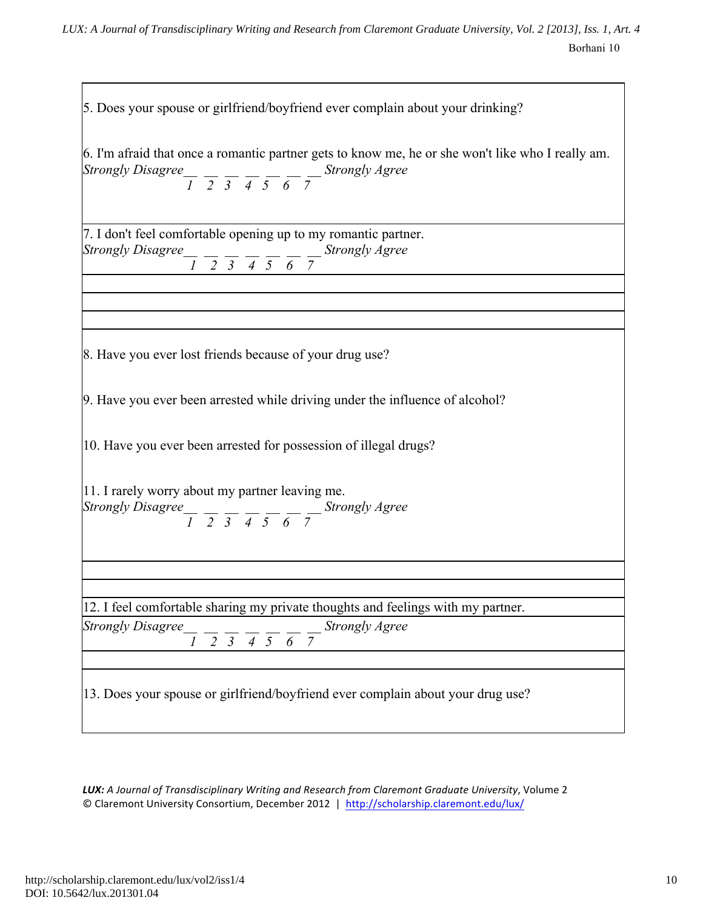5. Does your spouse or girlfriend/boyfriend ever complain about your drinking?

6. I'm afraid that once a romantic partner gets to know me, he or she won't like who I really am.
*Strongly Disagree*__ __ __ __ __ __ __ *Strongly Agree*
*1 2 3 4 5 6 7*

7. I don't feel comfortable opening up to my romantic partner.
*Strongly Disagree*__ __ __ __ __ __ __ *Strongly Agree*
*1 2 3 4 5 6 7*

8. Have you ever lost friends because of your drug use?

9. Have you ever been arrested while driving under the influence of alcohol?

10. Have you ever been arrested for possession of illegal drugs?

11. I rarely worry about my partner leaving me.
*Strongly Disagree*__ __ __ __ __ __ __ *Strongly Agree*
*1 2 3 4 5 6 7*

12. I feel comfortable sharing my private thoughts and feelings with my partner.
*Strongly Disagree*__ __ __ __ __ __ __ *Strongly Agree*
*1 2 3 4 5 6 7*

13. Does your spouse or girlfriend/boyfriend ever complain about your drug use?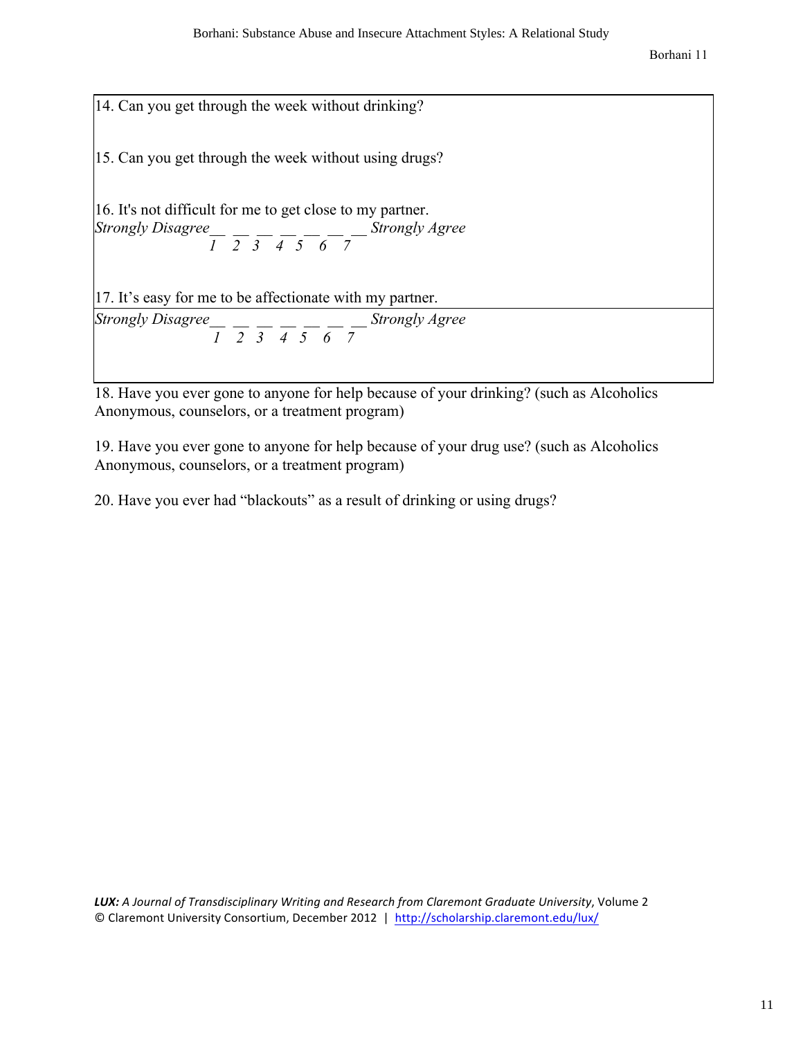14. Can you get through the week without drinking?

15. Can you get through the week without using drugs?

16. It's not difficult for me to get close to my partner.

*Strongly Disagree*__ __ __ __ __ __ __ *Strongly Agree*

*1 2 3 4 5 6 7*

17. It's easy for me to be affectionate with my partner.

*Strongly Disagree*__ __ __ __ __ __ __ *Strongly Agree*

*1 2 3 4 5 6 7*

18. Have you ever gone to anyone for help because of your drinking? (such as Alcoholics Anonymous, counselors, or a treatment program)

19. Have you ever gone to anyone for help because of your drug use? (such as Alcoholics Anonymous, counselors, or a treatment program)

20. Have you ever had "blackouts" as a result of drinking or using drugs?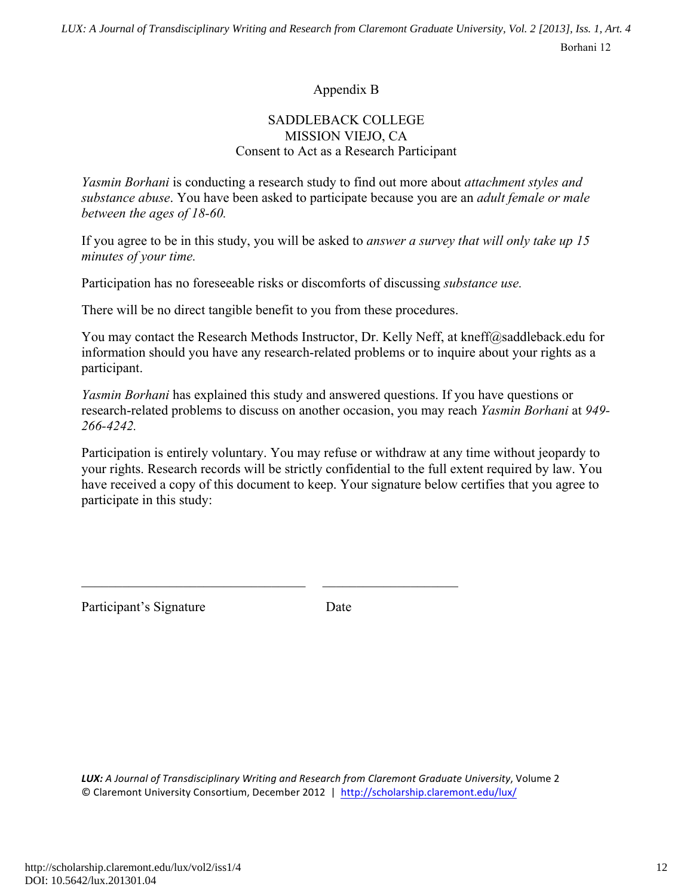## Appendix B

SADDLEBACK COLLEGE
MISSION VIEJO, CA
Consent to Act as a Research Participant

*Yasmin Borhani* is conducting a research study to find out more about *attachment styles and substance abuse*. You have been asked to participate because you are an *adult female or male between the ages of 18-60.*

If you agree to be in this study, you will be asked to *answer a survey that will only take up 15 minutes of your time.*

Participation has no foreseeable risks or discomforts of discussing *substance use.*

There will be no direct tangible benefit to you from these procedures.

You may contact the Research Methods Instructor, Dr. Kelly Neff, at kneff@saddleback.edu for information should you have any research-related problems or to inquire about your rights as a participant.

*Yasmin Borhani* has explained this study and answered questions. If you have questions or research-related problems to discuss on another occasion, you may reach *Yasmin Borhani* at *949-266-4242.*

Participation is entirely voluntary. You may refuse or withdraw at any time without jeopardy to your rights. Research records will be strictly confidential to the full extent required by law. You have received a copy of this document to keep. Your signature below certifies that you agree to participate in this study:

\_\_\_\_\_\_\_\_\_\_\_\_\_\_\_\_\_\_\_\_\_\_\_\_\_\_\_\_\_\_\_\_\_\_ \_\_\_\_\_\_\_\_\_\_\_\_\_\_\_\_\_\_\_\_

Participant's Signature Date

***LUX:*** *A Journal of Transdisciplinary Writing and Research from Claremont Graduate University*, Volume 2
© Claremont University Consortium, December 2012 | http://scholarship.claremont.edu/lux/